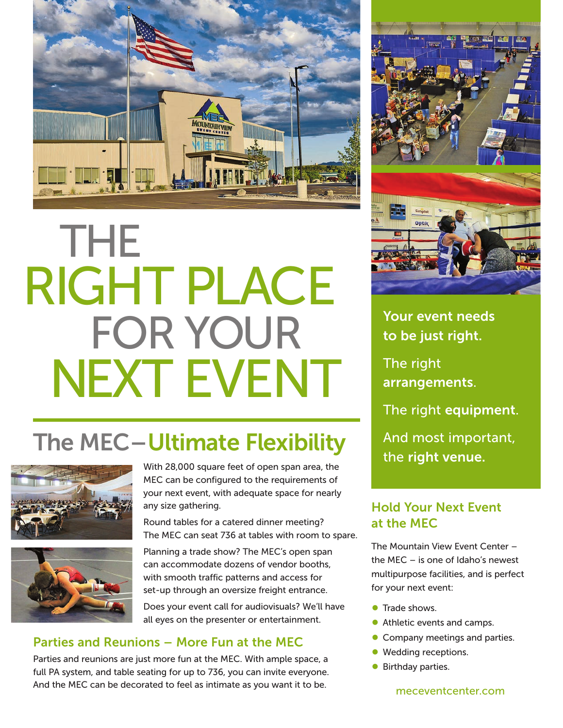# THE RIGHT PLACE FOR YOUR NEXT EVENT

## The MEC – Ultimate Flexibility

With 28,000 square feet of open span area, the MEC can be configured to the requirements of your next event, with adequate space for nearly any size gathering.

Round tables for a catered dinner meeting? The MEC can seat 736 at tables with room to spare.

Planning a trade show? The MEC's open span can accommodate dozens of vendor booths, with smooth traffic patterns and access for set-up through an oversize freight entrance.

Does your event call for audiovisuals? We'll have all eyes on the presenter or entertainment.

### Parties and Reunions – More Fun at the MEC

Parties and reunions are just more fun at the MEC. With ample space, a full PA system, and table seating for up to 736, you can invite everyone. And the MEC can be decorated to feel as intimate as you want it to be.

**Your event needs to be just right.**

The right **arrangements**.

The right **equipment**.

And most important, the **right venue.**

### Hold Your Next Event at the MEC

The Mountain View Event Center – the MEC – is one of Idaho's newest multipurpose facilities, and is perfect for your next event:

- Trade shows.
- Athletic events and camps.
- Company meetings and parties.
- Wedding receptions.
- Birthday parties.

meceventcenter.com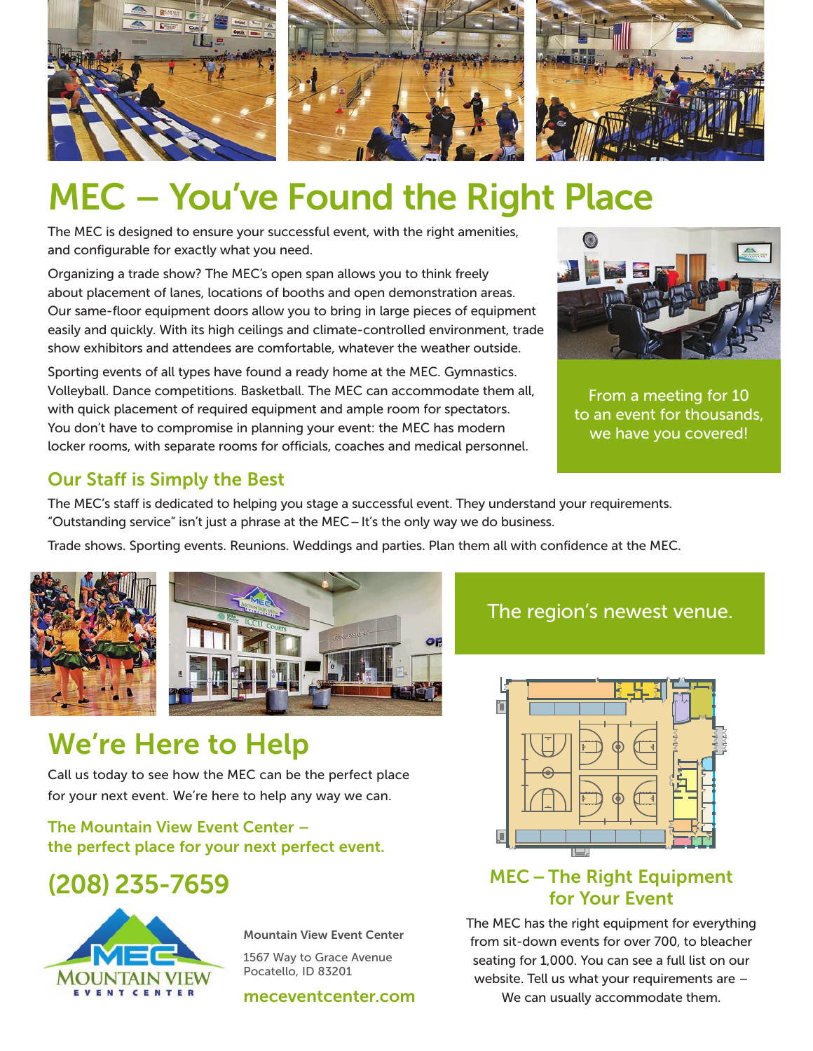# MEC – You've Found the Right Place

The MEC is designed to ensure your successful event, with the right amenities, and configurable for exactly what you need.

Organizing a trade show? The MEC's open span allows you to think freely about placement of lanes, locations of booths and open demonstration areas. Our same-floor equipment doors allow you to bring in large pieces of equipment easily and quickly. With its high ceilings and climate-controlled environment, trade show exhibitors and attendees are comfortable, whatever the weather outside.

Sporting events of all types have found a ready home at the MEC. Gymnastics. Volleyball. Dance competitions. Basketball. The MEC can accommodate them all, with quick placement of required equipment and ample room for spectators. You don't have to compromise in planning your event: the MEC has modern locker rooms, with separate rooms for officials, coaches and medical personnel.

From a meeting for 10 to an event for thousands, we have you covered!

## Our Staff is Simply the Best

The MEC's staff is dedicated to helping you stage a successful event. They understand your requirements. "Outstanding service" isn't just a phrase at the MEC – It's the only way we do business.

Trade shows. Sporting events. Reunions. Weddings and parties. Plan them all with confidence at the MEC.

The region's newest venue.

# We're Here to Help

Call us today to see how the MEC can be the perfect place for your next event. We're here to help any way we can.

**The Mountain View Event Center – the perfect place for your next perfect event.**

## (208) 235-7659

**Mountain View Event Center**

1567 Way to Grace Avenue
Pocatello, ID 83201

**meceventcenter.com**

## MEC – The Right Equipment for Your Event

The MEC has the right equipment for everything from sit-down events for over 700, to bleacher seating for 1,000. You can see a full list on our website. Tell us what your requirements are – We can usually accommodate them.